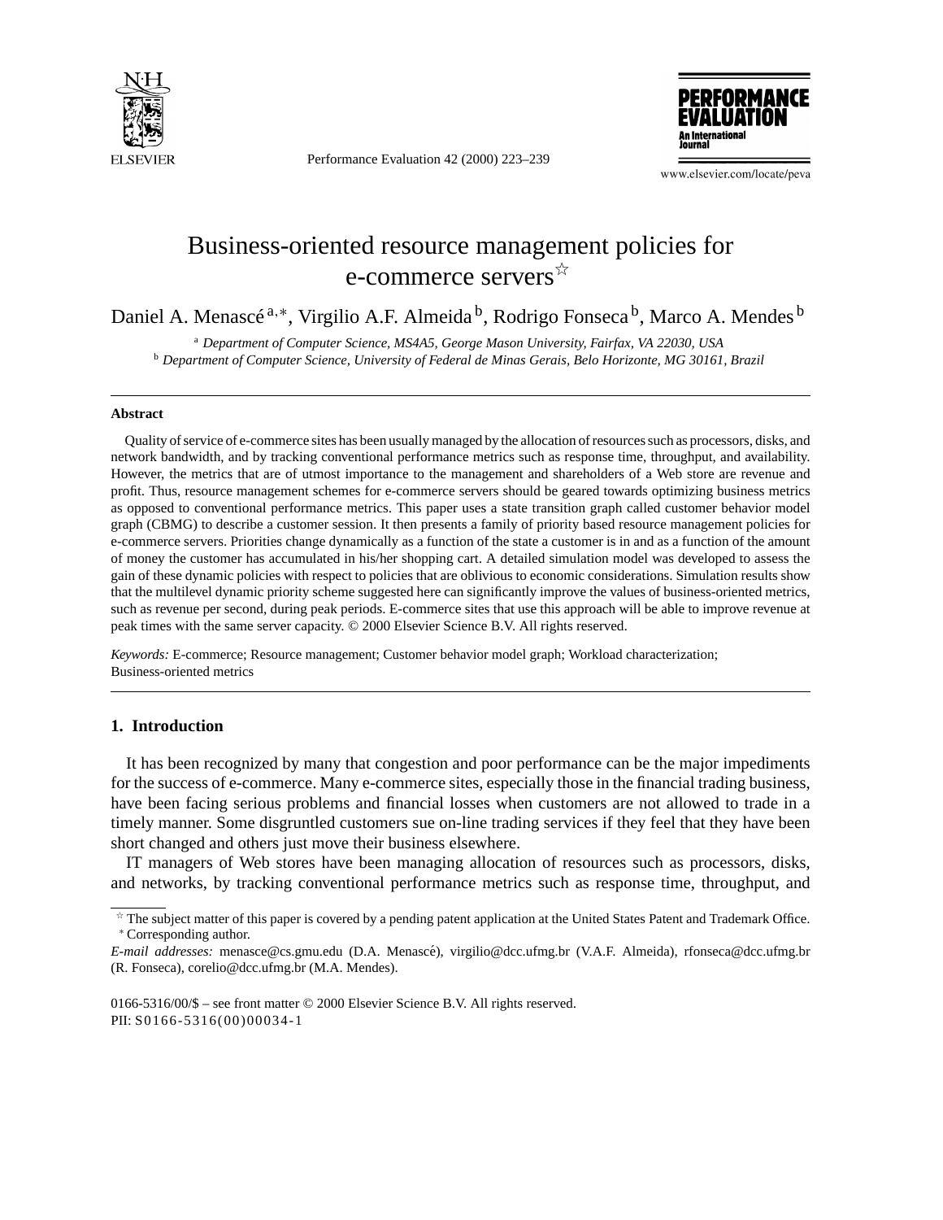# Business-oriented resource management policies for e-commerce servers[☆]

Daniel A. Menascé [a,*], Virgilio A.F. Almeida [b], Rodrigo Fonseca [b], Marco A. Mendes [b]

[a] *Department of Computer Science, MS4A5, George Mason University, Fairfax, VA 22030, USA*
[b] *Department of Computer Science, University of Federal de Minas Gerais, Belo Horizonte, MG 30161, Brazil*

---

**Abstract**

Quality of service of e-commerce sites has been usually managed by the allocation of resources such as processors, disks, and network bandwidth, and by tracking conventional performance metrics such as response time, throughput, and availability. However, the metrics that are of utmost importance to the management and shareholders of a Web store are revenue and profit. Thus, resource management schemes for e-commerce servers should be geared towards optimizing business metrics as opposed to conventional performance metrics. This paper uses a state transition graph called customer behavior model graph (CBMG) to describe a customer session. It then presents a family of priority based resource management policies for e-commerce servers. Priorities change dynamically as a function of the state a customer is in and as a function of the amount of money the customer has accumulated in his/her shopping cart. A detailed simulation model was developed to assess the gain of these dynamic policies with respect to policies that are oblivious to economic considerations. Simulation results show that the multilevel dynamic priority scheme suggested here can significantly improve the values of business-oriented metrics, such as revenue per second, during peak periods. E-commerce sites that use this approach will be able to improve revenue at peak times with the same server capacity. © 2000 Elsevier Science B.V. All rights reserved.

*Keywords:* E-commerce; Resource management; Customer behavior model graph; Workload characterization; Business-oriented metrics

---

## 1. Introduction

It has been recognized by many that congestion and poor performance can be the major impediments for the success of e-commerce. Many e-commerce sites, especially those in the financial trading business, have been facing serious problems and financial losses when customers are not allowed to trade in a timely manner. Some disgruntled customers sue on-line trading services if they feel that they have been short changed and others just move their business elsewhere.

IT managers of Web stores have been managing allocation of resources such as processors, disks, and networks, by tracking conventional performance metrics such as response time, throughput, and

---

[☆] The subject matter of this paper is covered by a pending patent application at the United States Patent and Trademark Office.
[*] Corresponding author.

*E-mail addresses:* menasce@cs.gmu.edu (D.A. Menascé), virgilio@dcc.ufmg.br (V.A.F. Almeida), rfonseca@dcc.ufmg.br (R. Fonseca), corelio@dcc.ufmg.br (M.A. Mendes).

0166-5316/00/$ – see front matter © 2000 Elsevier Science B.V. All rights reserved.
PII: S0166-5316(00)00034-1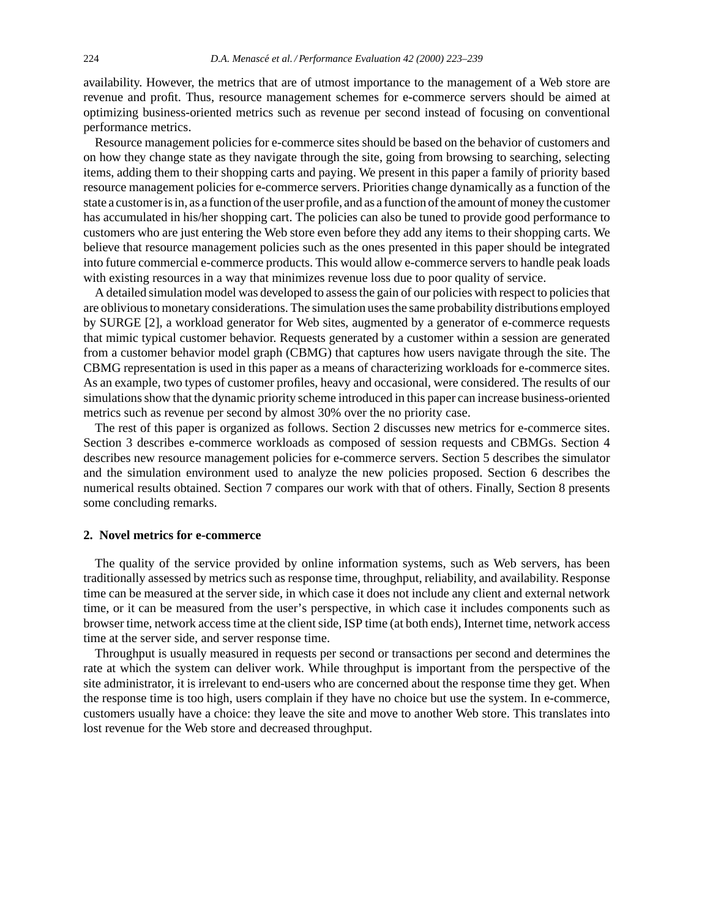availability. However, the metrics that are of utmost importance to the management of a Web store are revenue and profit. Thus, resource management schemes for e-commerce servers should be aimed at optimizing business-oriented metrics such as revenue per second instead of focusing on conventional performance metrics.

Resource management policies for e-commerce sites should be based on the behavior of customers and on how they change state as they navigate through the site, going from browsing to searching, selecting items, adding them to their shopping carts and paying. We present in this paper a family of priority based resource management policies for e-commerce servers. Priorities change dynamically as a function of the state a customer is in, as a function of the user profile, and as a function of the amount of money the customer has accumulated in his/her shopping cart. The policies can also be tuned to provide good performance to customers who are just entering the Web store even before they add any items to their shopping carts. We believe that resource management policies such as the ones presented in this paper should be integrated into future commercial e-commerce products. This would allow e-commerce servers to handle peak loads with existing resources in a way that minimizes revenue loss due to poor quality of service.

A detailed simulation model was developed to assess the gain of our policies with respect to policies that are oblivious to monetary considerations. The simulation uses the same probability distributions employed by SURGE [2], a workload generator for Web sites, augmented by a generator of e-commerce requests that mimic typical customer behavior. Requests generated by a customer within a session are generated from a customer behavior model graph (CBMG) that captures how users navigate through the site. The CBMG representation is used in this paper as a means of characterizing workloads for e-commerce sites. As an example, two types of customer profiles, heavy and occasional, were considered. The results of our simulations show that the dynamic priority scheme introduced in this paper can increase business-oriented metrics such as revenue per second by almost 30% over the no priority case.

The rest of this paper is organized as follows. Section 2 discusses new metrics for e-commerce sites. Section 3 describes e-commerce workloads as composed of session requests and CBMGs. Section 4 describes new resource management policies for e-commerce servers. Section 5 describes the simulator and the simulation environment used to analyze the new policies proposed. Section 6 describes the numerical results obtained. Section 7 compares our work with that of others. Finally, Section 8 presents some concluding remarks.

## 2. Novel metrics for e-commerce

The quality of the service provided by online information systems, such as Web servers, has been traditionally assessed by metrics such as response time, throughput, reliability, and availability. Response time can be measured at the server side, in which case it does not include any client and external network time, or it can be measured from the user's perspective, in which case it includes components such as browser time, network access time at the client side, ISP time (at both ends), Internet time, network access time at the server side, and server response time.

Throughput is usually measured in requests per second or transactions per second and determines the rate at which the system can deliver work. While throughput is important from the perspective of the site administrator, it is irrelevant to end-users who are concerned about the response time they get. When the response time is too high, users complain if they have no choice but use the system. In e-commerce, customers usually have a choice: they leave the site and move to another Web store. This translates into lost revenue for the Web store and decreased throughput.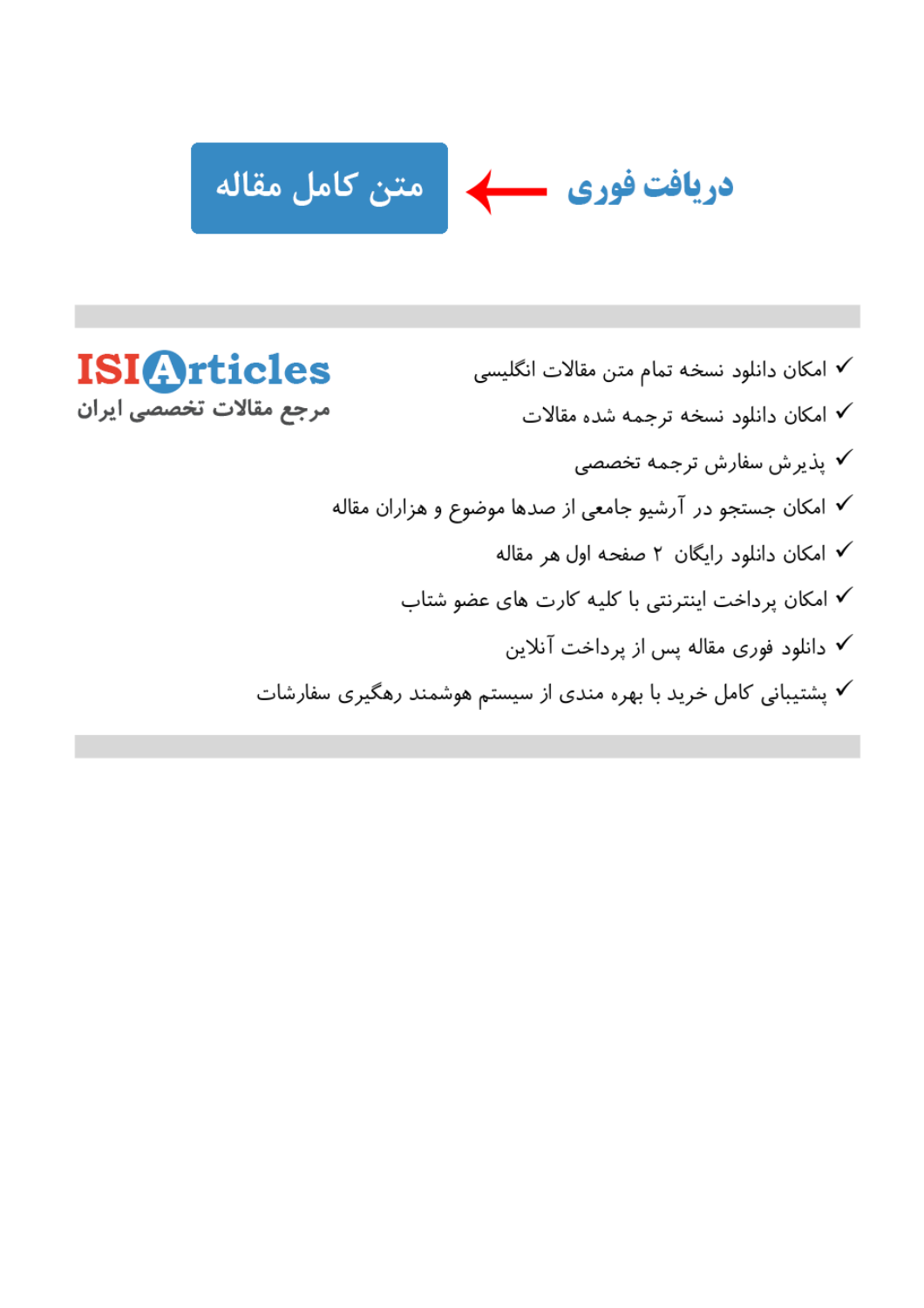دریافت فوری ← متن کامل مقاله

**ISIArticles**
مرجع مقالات تخصصی ایران

- ✓ امکان دانلود نسخه تمام متن مقالات انگلیسی
- ✓ امکان دانلود نسخه ترجمه شده مقالات
- ✓ پذیرش سفارش ترجمه تخصصی
- ✓ امکان جستجو در آرشیو جامعی از صدها موضوع و هزاران مقاله
- ✓ امکان دانلود رایگان ۲ صفحه اول هر مقاله
- ✓ امکان پرداخت اینترنتی با کلیه کارت های عضو شتاب
- ✓ دانلود فوری مقاله پس از پرداخت آنلاین
- ✓ پشتیبانی کامل خرید با بهره مندی از سیستم هوشمند رهگیری سفارشات